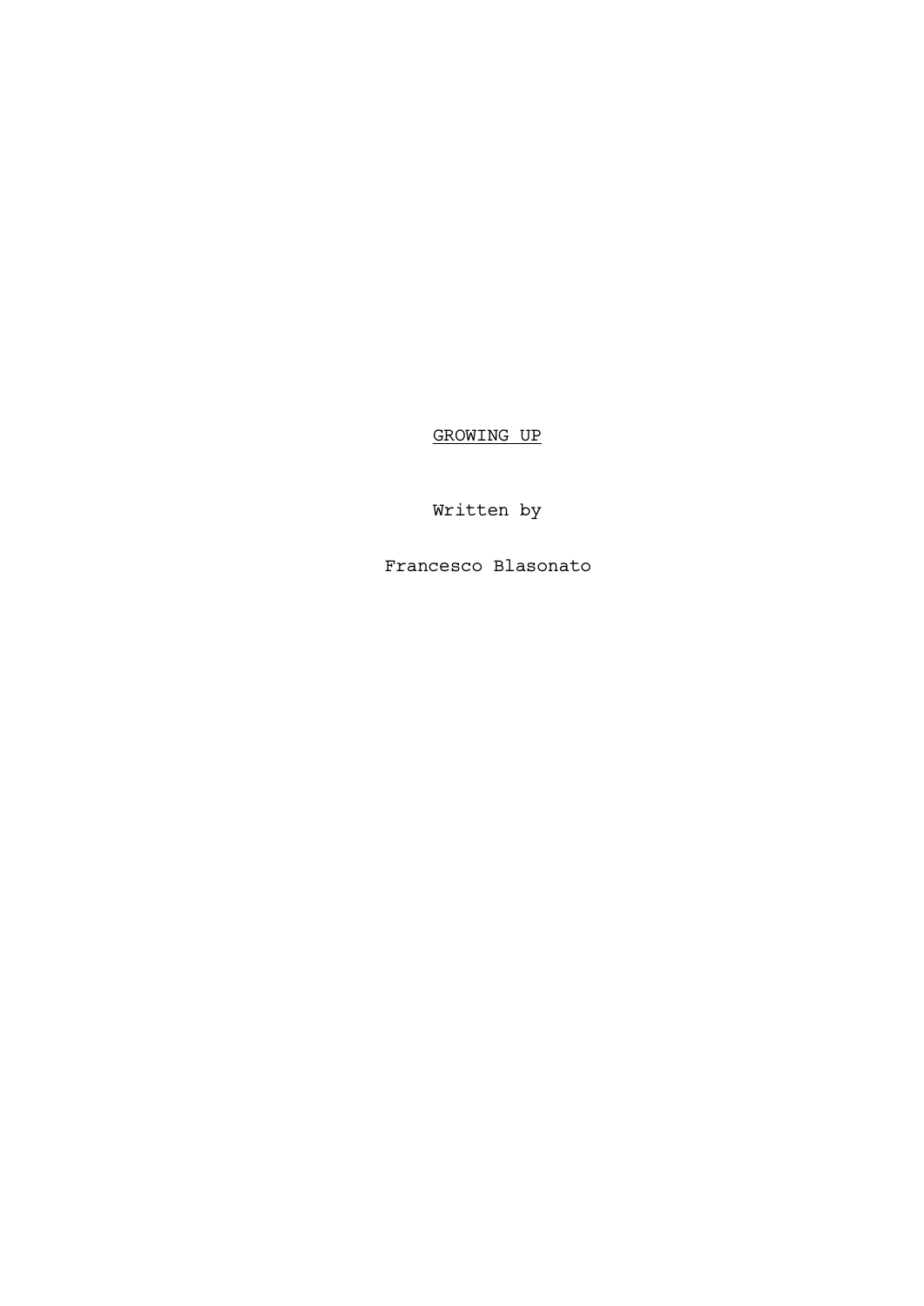# GROWING UP

Written by

Francesco Blasonato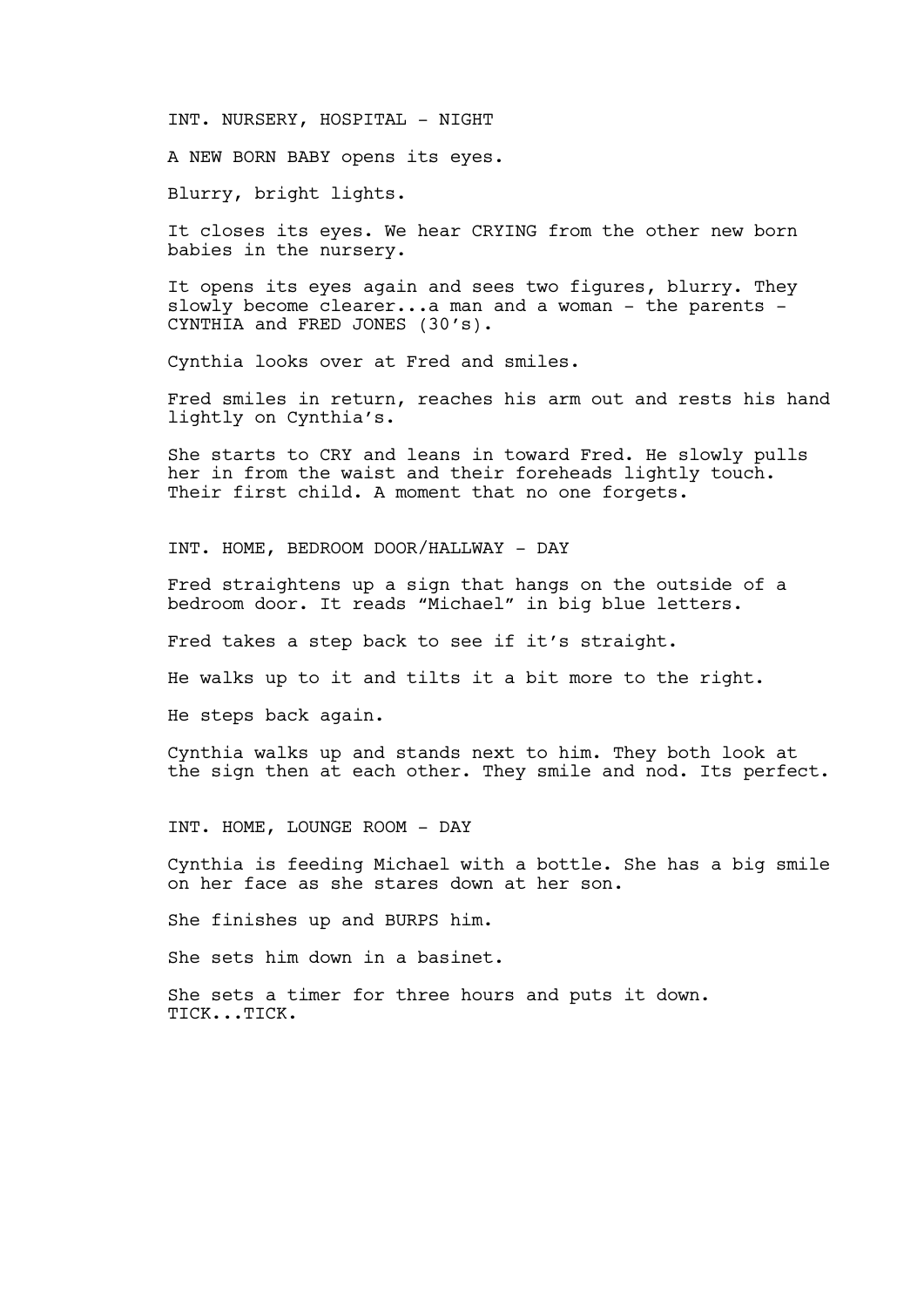INT. NURSERY, HOSPITAL - NIGHT

A NEW BORN BABY opens its eyes.

Blurry, bright lights.

It closes its eyes. We hear CRYING from the other new born babies in the nursery.

It opens its eyes again and sees two figures, blurry. They slowly become clearer...a man and a woman - the parents - CYNTHIA and FRED JONES (30's).

Cynthia looks over at Fred and smiles.

Fred smiles in return, reaches his arm out and rests his hand lightly on Cynthia's.

She starts to CRY and leans in toward Fred. He slowly pulls her in from the waist and their foreheads lightly touch. Their first child. A moment that no one forgets.

INT. HOME, BEDROOM DOOR/HALLWAY - DAY

Fred straightens up a sign that hangs on the outside of a bedroom door. It reads "Michael" in big blue letters.

Fred takes a step back to see if it's straight.

He walks up to it and tilts it a bit more to the right.

He steps back again.

Cynthia walks up and stands next to him. They both look at the sign then at each other. They smile and nod. Its perfect.

INT. HOME, LOUNGE ROOM - DAY

Cynthia is feeding Michael with a bottle. She has a big smile on her face as she stares down at her son.

She finishes up and BURPS him.

She sets him down in a basinet.

She sets a timer for three hours and puts it down. TICK...TICK.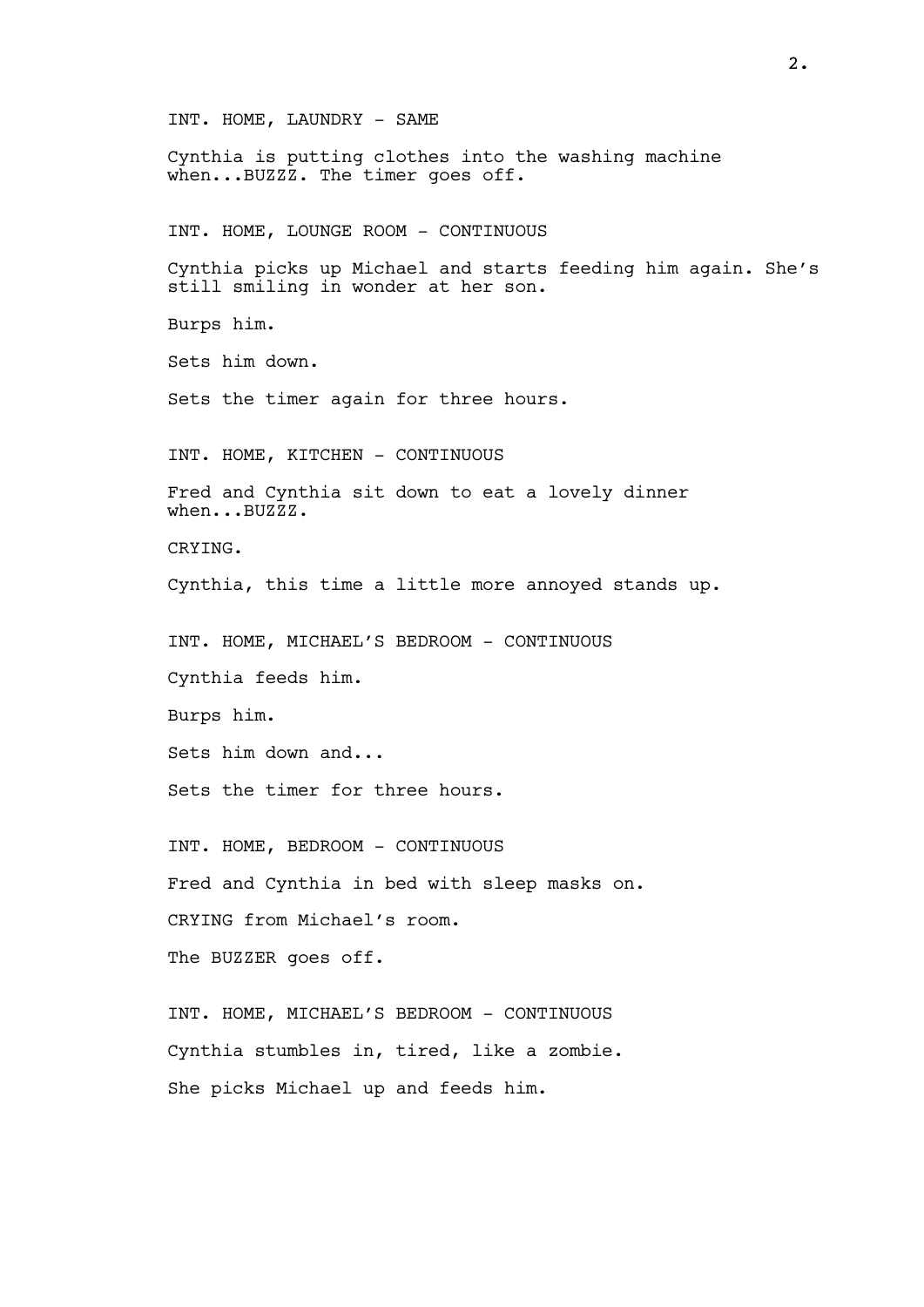INT. HOME, LAUNDRY - SAME

Cynthia is putting clothes into the washing machine when...BUZZZ. The timer goes off.

INT. HOME, LOUNGE ROOM - CONTINUOUS

Cynthia picks up Michael and starts feeding him again. She's still smiling in wonder at her son.

Burps him.

Sets him down.

Sets the timer again for three hours.

INT. HOME, KITCHEN - CONTINUOUS

Fred and Cynthia sit down to eat a lovely dinner when...BUZZZ.

CRYING.

Cynthia, this time a little more annoyed stands up.

INT. HOME, MICHAEL'S BEDROOM - CONTINUOUS

Cynthia feeds him.

Burps him.

Sets him down and...

Sets the timer for three hours.

INT. HOME, BEDROOM - CONTINUOUS

Fred and Cynthia in bed with sleep masks on.

CRYING from Michael's room.

The BUZZER goes off.

INT. HOME, MICHAEL'S BEDROOM - CONTINUOUS

Cynthia stumbles in, tired, like a zombie.

She picks Michael up and feeds him.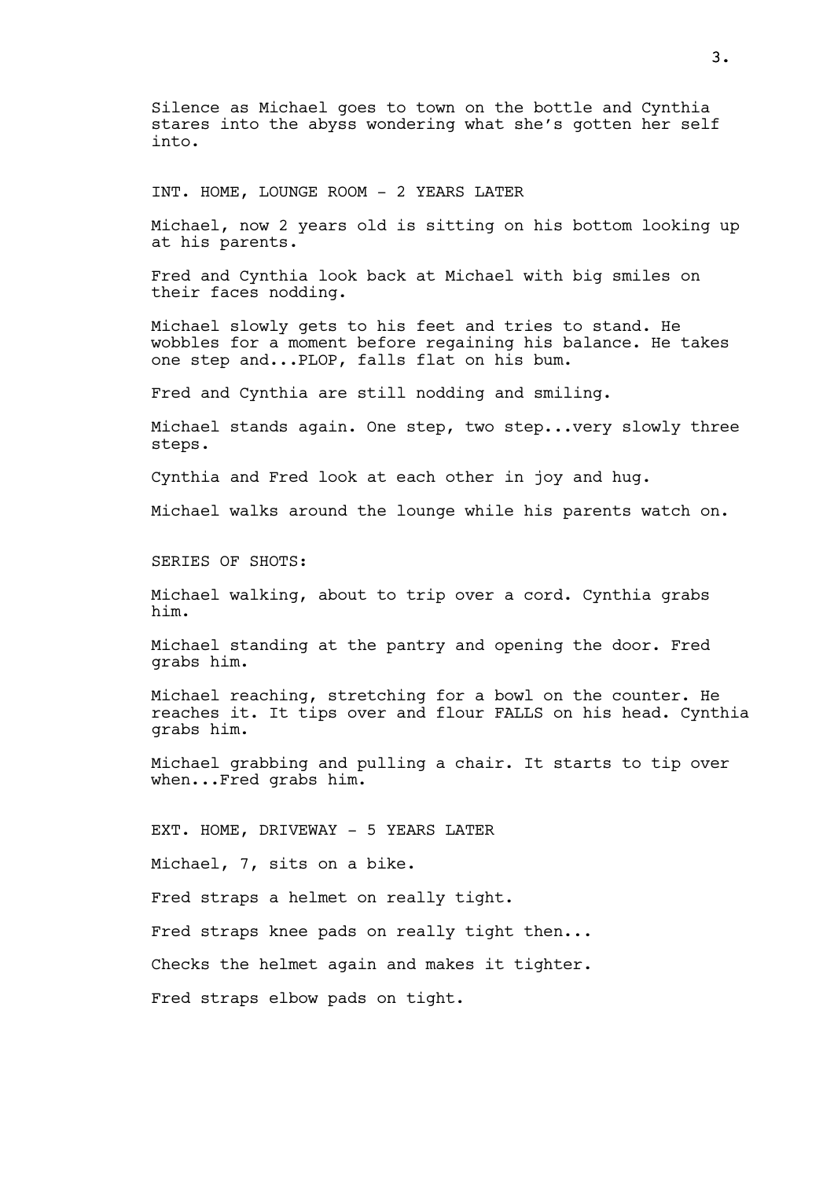Silence as Michael goes to town on the bottle and Cynthia stares into the abyss wondering what she's gotten her self into.

INT. HOME, LOUNGE ROOM - 2 YEARS LATER

Michael, now 2 years old is sitting on his bottom looking up at his parents.

Fred and Cynthia look back at Michael with big smiles on their faces nodding.

Michael slowly gets to his feet and tries to stand. He wobbles for a moment before regaining his balance. He takes one step and...PLOP, falls flat on his bum.

Fred and Cynthia are still nodding and smiling.

Michael stands again. One step, two step...very slowly three steps.

Cynthia and Fred look at each other in joy and hug.

Michael walks around the lounge while his parents watch on.

SERIES OF SHOTS:

Michael walking, about to trip over a cord. Cynthia grabs him.

Michael standing at the pantry and opening the door. Fred grabs him.

Michael reaching, stretching for a bowl on the counter. He reaches it. It tips over and flour FALLS on his head. Cynthia grabs him.

Michael grabbing and pulling a chair. It starts to tip over when...Fred grabs him.

EXT. HOME, DRIVEWAY - 5 YEARS LATER

Michael, 7, sits on a bike.

Fred straps a helmet on really tight.

Fred straps knee pads on really tight then...

Checks the helmet again and makes it tighter.

Fred straps elbow pads on tight.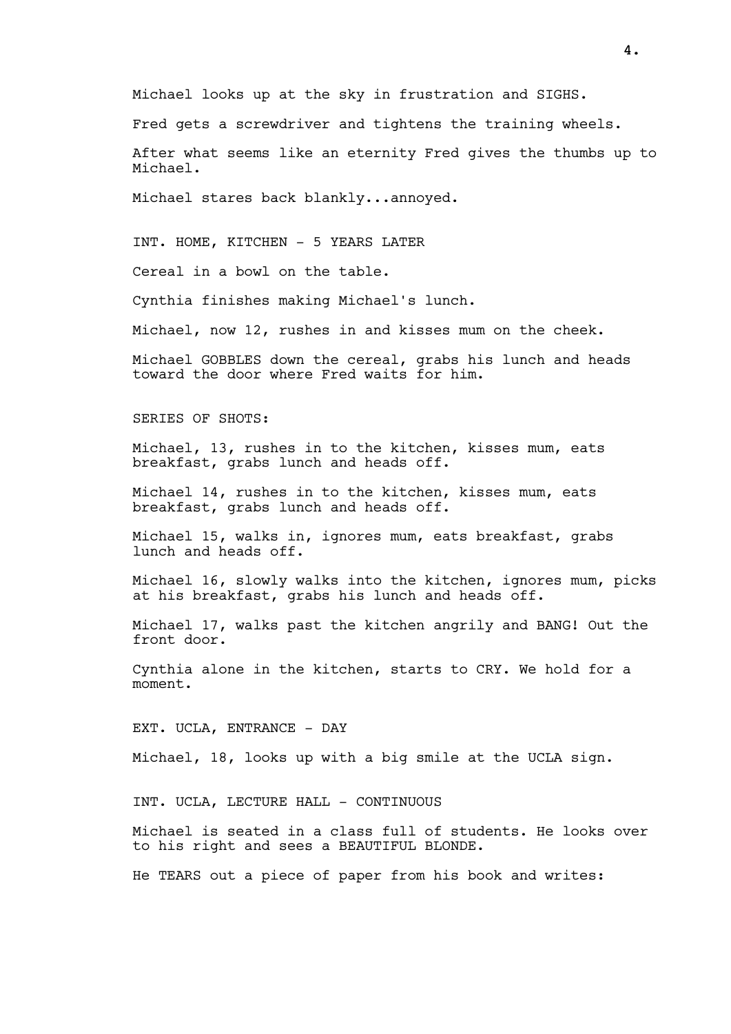Michael looks up at the sky in frustration and SIGHS.

Fred gets a screwdriver and tightens the training wheels.

After what seems like an eternity Fred gives the thumbs up to Michael.

Michael stares back blankly...annoyed.

INT. HOME, KITCHEN - 5 YEARS LATER

Cereal in a bowl on the table.

Cynthia finishes making Michael's lunch.

Michael, now 12, rushes in and kisses mum on the cheek.

Michael GOBBLES down the cereal, grabs his lunch and heads toward the door where Fred waits for him.

SERIES OF SHOTS:

Michael, 13, rushes in to the kitchen, kisses mum, eats breakfast, grabs lunch and heads off.

Michael 14, rushes in to the kitchen, kisses mum, eats breakfast, grabs lunch and heads off.

Michael 15, walks in, ignores mum, eats breakfast, grabs lunch and heads off.

Michael 16, slowly walks into the kitchen, ignores mum, picks at his breakfast, grabs his lunch and heads off.

Michael 17, walks past the kitchen angrily and BANG! Out the front door.

Cynthia alone in the kitchen, starts to CRY. We hold for a moment.

EXT. UCLA, ENTRANCE - DAY

Michael, 18, looks up with a big smile at the UCLA sign.

INT. UCLA, LECTURE HALL - CONTINUOUS

Michael is seated in a class full of students. He looks over to his right and sees a BEAUTIFUL BLONDE.

He TEARS out a piece of paper from his book and writes: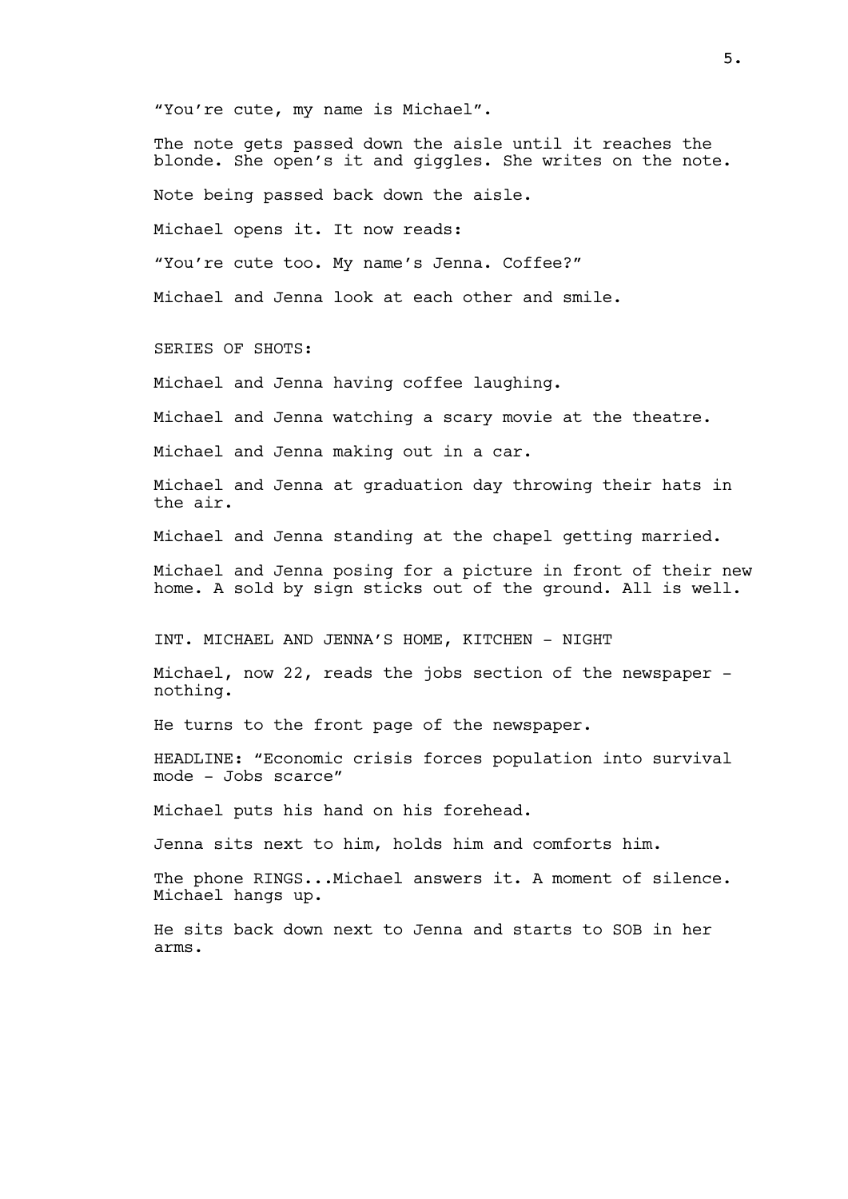“You’re cute, my name is Michael”.

The note gets passed down the aisle until it reaches the blonde. She open’s it and giggles. She writes on the note.

Note being passed back down the aisle.

Michael opens it. It now reads:

“You’re cute too. My name’s Jenna. Coffee?”

Michael and Jenna look at each other and smile.

SERIES OF SHOTS:

Michael and Jenna having coffee laughing.

Michael and Jenna watching a scary movie at the theatre.

Michael and Jenna making out in a car.

Michael and Jenna at graduation day throwing their hats in the air.

Michael and Jenna standing at the chapel getting married.

Michael and Jenna posing for a picture in front of their new home. A sold by sign sticks out of the ground. All is well.

INT. MICHAEL AND JENNA’S HOME, KITCHEN - NIGHT

Michael, now 22, reads the jobs section of the newspaper - nothing.

He turns to the front page of the newspaper.

HEADLINE: “Economic crisis forces population into survival mode - Jobs scarce”

Michael puts his hand on his forehead.

Jenna sits next to him, holds him and comforts him.

The phone RINGS...Michael answers it. A moment of silence. Michael hangs up.

He sits back down next to Jenna and starts to SOB in her arms.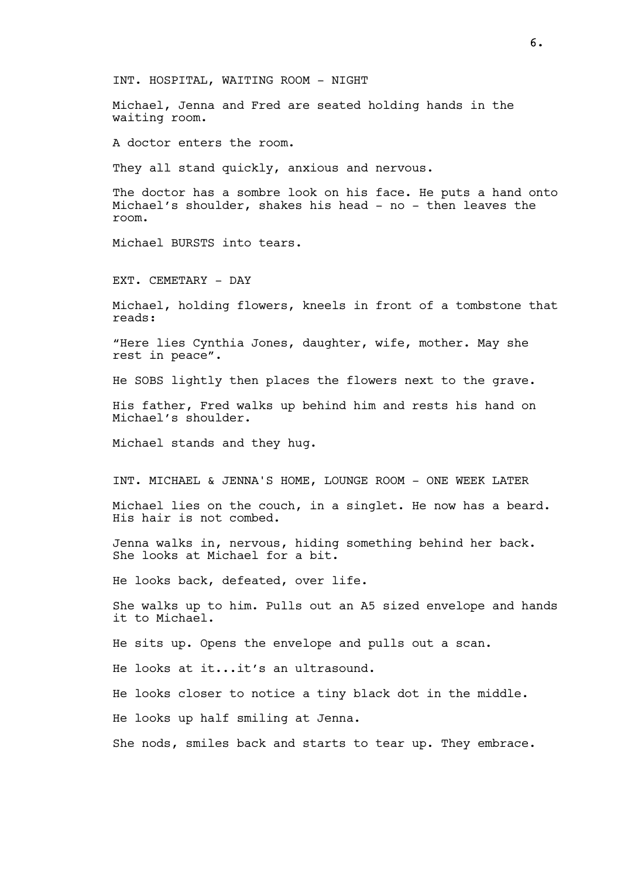INT. HOSPITAL, WAITING ROOM - NIGHT

Michael, Jenna and Fred are seated holding hands in the waiting room.

A doctor enters the room.

They all stand quickly, anxious and nervous.

The doctor has a sombre look on his face. He puts a hand onto Michael's shoulder, shakes his head - no - then leaves the room.

Michael BURSTS into tears.

EXT. CEMETARY - DAY

Michael, holding flowers, kneels in front of a tombstone that reads:

"Here lies Cynthia Jones, daughter, wife, mother. May she rest in peace".

He SOBS lightly then places the flowers next to the grave.

His father, Fred walks up behind him and rests his hand on Michael's shoulder.

Michael stands and they hug.

INT. MICHAEL & JENNA'S HOME, LOUNGE ROOM - ONE WEEK LATER

Michael lies on the couch, in a singlet. He now has a beard. His hair is not combed.

Jenna walks in, nervous, hiding something behind her back. She looks at Michael for a bit.

He looks back, defeated, over life.

She walks up to him. Pulls out an A5 sized envelope and hands it to Michael.

He sits up. Opens the envelope and pulls out a scan.

He looks at it...it's an ultrasound.

He looks closer to notice a tiny black dot in the middle.

He looks up half smiling at Jenna.

She nods, smiles back and starts to tear up. They embrace.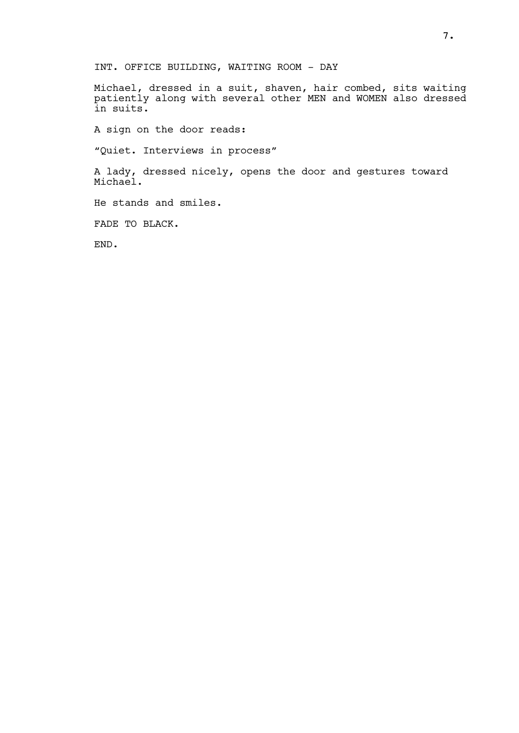INT. OFFICE BUILDING, WAITING ROOM - DAY

Michael, dressed in a suit, shaven, hair combed, sits waiting patiently along with several other MEN and WOMEN also dressed in suits.

A sign on the door reads:

“Quiet. Interviews in process”

A lady, dressed nicely, opens the door and gestures toward Michael.

He stands and smiles.

FADE TO BLACK.

END.